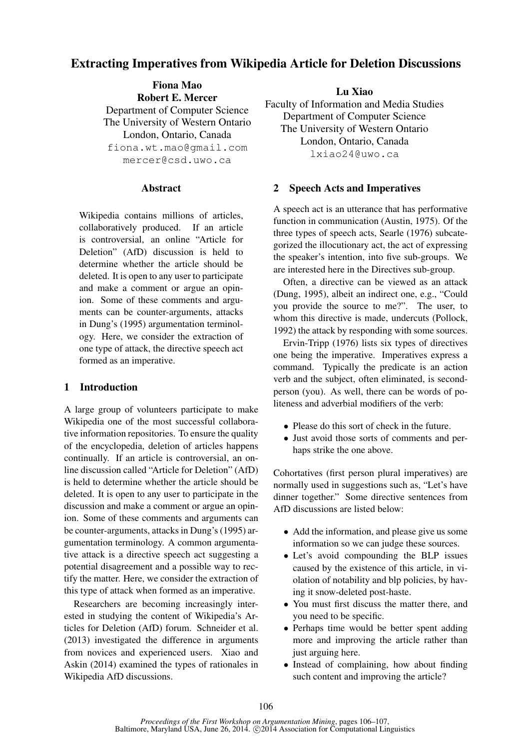# Extracting Imperatives from Wikipedia Article for Deletion Discussions

**Fiona Mao**
**Robert E. Mercer**
Department of Computer Science
The University of Western Ontario
London, Ontario, Canada
fiona.wt.mao@gmail.com
mercer@csd.uwo.ca

**Lu Xiao**
Faculty of Information and Media Studies
Department of Computer Science
The University of Western Ontario
London, Ontario, Canada
lxiao24@uwo.ca

## Abstract

Wikipedia contains millions of articles, collaboratively produced. If an article is controversial, an online "Article for Deletion" (AfD) discussion is held to determine whether the article should be deleted. It is open to any user to participate and make a comment or argue an opinion. Some of these comments and arguments can be counter-arguments, attacks in Dung's (1995) argumentation terminology. Here, we consider the extraction of one type of attack, the directive speech act formed as an imperative.

## 1 Introduction

A large group of volunteers participate to make Wikipedia one of the most successful collaborative information repositories. To ensure the quality of the encyclopedia, deletion of articles happens continually. If an article is controversial, an online discussion called "Article for Deletion" (AfD) is held to determine whether the article should be deleted. It is open to any user to participate in the discussion and make a comment or argue an opinion. Some of these comments and arguments can be counter-arguments, attacks in Dung's (1995) argumentation terminology. A common argumentative attack is a directive speech act suggesting a potential disagreement and a possible way to rectify the matter. Here, we consider the extraction of this type of attack when formed as an imperative.

Researchers are becoming increasingly interested in studying the content of Wikipedia's Articles for Deletion (AfD) forum. Schneider et al. (2013) investigated the difference in arguments from novices and experienced users. Xiao and Askin (2014) examined the types of rationales in Wikipedia AfD discussions.

## 2 Speech Acts and Imperatives

A speech act is an utterance that has performative function in communication (Austin, 1975). Of the three types of speech acts, Searle (1976) subcategorized the illocutionary act, the act of expressing the speaker's intention, into five sub-groups. We are interested here in the Directives sub-group.

Often, a directive can be viewed as an attack (Dung, 1995), albeit an indirect one, e.g., "Could you provide the source to me?". The user, to whom this directive is made, undercuts (Pollock, 1992) the attack by responding with some sources.

Ervin-Tripp (1976) lists six types of directives one being the imperative. Imperatives express a command. Typically the predicate is an action verb and the subject, often eliminated, is second-person (you). As well, there can be words of politeness and adverbial modifiers of the verb:

- Please do this sort of check in the future.
- Just avoid those sorts of comments and perhaps strike the one above.

Cohortatives (first person plural imperatives) are normally used in suggestions such as, "Let's have dinner together." Some directive sentences from AfD discussions are listed below:

- Add the information, and please give us some information so we can judge these sources.
- Let's avoid compounding the BLP issues caused by the existence of this article, in violation of notability and blp policies, by having it snow-deleted post-haste.
- You must first discuss the matter there, and you need to be specific.
- Perhaps time would be better spent adding more and improving the article rather than just arguing here.
- Instead of complaining, how about finding such content and improving the article?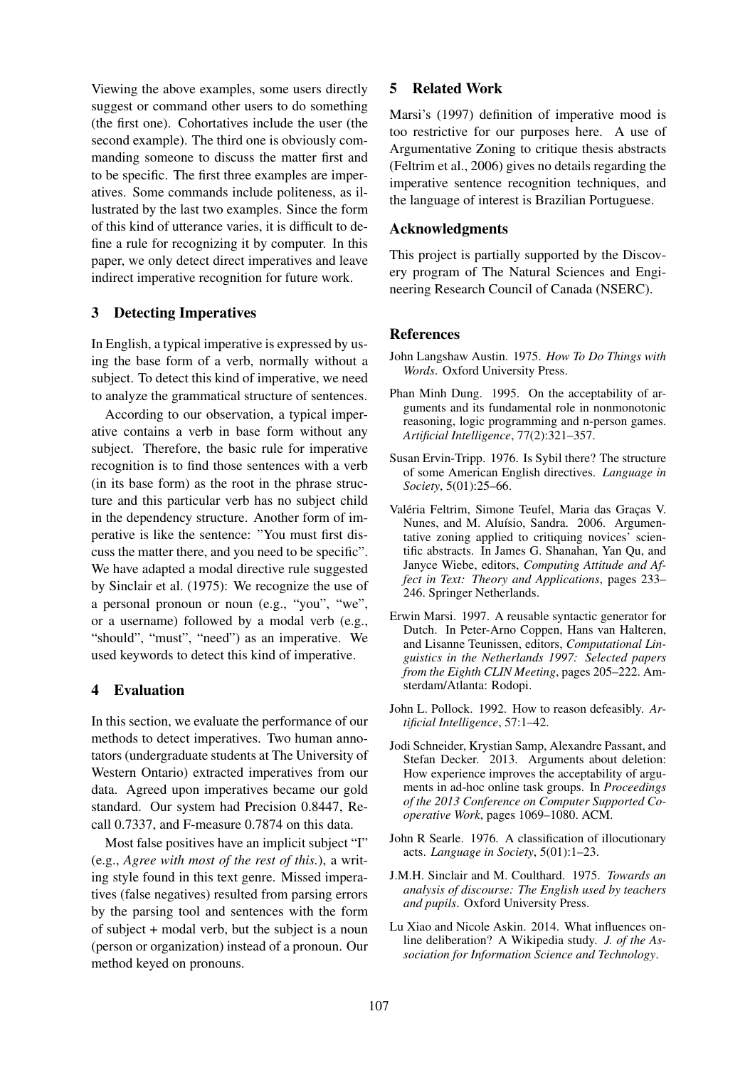Viewing the above examples, some users directly suggest or command other users to do something (the first one). Cohortatives include the user (the second example). The third one is obviously commanding someone to discuss the matter first and to be specific. The first three examples are imperatives. Some commands include politeness, as illustrated by the last two examples. Since the form of this kind of utterance varies, it is difficult to define a rule for recognizing it by computer. In this paper, we only detect direct imperatives and leave indirect imperative recognition for future work.

## 3 Detecting Imperatives

In English, a typical imperative is expressed by using the base form of a verb, normally without a subject. To detect this kind of imperative, we need to analyze the grammatical structure of sentences.

According to our observation, a typical imperative contains a verb in base form without any subject. Therefore, the basic rule for imperative recognition is to find those sentences with a verb (in its base form) as the root in the phrase structure and this particular verb has no subject child in the dependency structure. Another form of imperative is like the sentence: "You must first discuss the matter there, and you need to be specific". We have adapted a modal directive rule suggested by Sinclair et al. (1975): We recognize the use of a personal pronoun or noun (e.g., "you", "we", or a username) followed by a modal verb (e.g., "should", "must", "need") as an imperative. We used keywords to detect this kind of imperative.

## 4 Evaluation

In this section, we evaluate the performance of our methods to detect imperatives. Two human annotators (undergraduate students at The University of Western Ontario) extracted imperatives from our data. Agreed upon imperatives became our gold standard. Our system had Precision 0.8447, Recall 0.7337, and F-measure 0.7874 on this data.

Most false positives have an implicit subject "I" (e.g., *Agree with most of the rest of this.*), a writing style found in this text genre. Missed imperatives (false negatives) resulted from parsing errors by the parsing tool and sentences with the form of subject + modal verb, but the subject is a noun (person or organization) instead of a pronoun. Our method keyed on pronouns.

## 5 Related Work

Marsi's (1997) definition of imperative mood is too restrictive for our purposes here. A use of Argumentative Zoning to critique thesis abstracts (Feltrim et al., 2006) gives no details regarding the imperative sentence recognition techniques, and the language of interest is Brazilian Portuguese.

## Acknowledgments

This project is partially supported by the Discovery program of The Natural Sciences and Engineering Research Council of Canada (NSERC).

## References

John Langshaw Austin. 1975. *How To Do Things with Words*. Oxford University Press.

Phan Minh Dung. 1995. On the acceptability of arguments and its fundamental role in nonmonotonic reasoning, logic programming and n-person games. *Artificial Intelligence*, 77(2):321–357.

Susan Ervin-Tripp. 1976. Is Sybil there? The structure of some American English directives. *Language in Society*, 5(01):25–66.

Valéria Feltrim, Simone Teufel, Maria das Graças V. Nunes, and M. Aluísio, Sandra. 2006. Argumentative zoning applied to critiquing novices' scientific abstracts. In James G. Shanahan, Yan Qu, and Janyce Wiebe, editors, *Computing Attitude and Affect in Text: Theory and Applications*, pages 233–246. Springer Netherlands.

Erwin Marsi. 1997. A reusable syntactic generator for Dutch. In Peter-Arno Coppen, Hans van Halteren, and Lisanne Teunissen, editors, *Computational Linguistics in the Netherlands 1997: Selected papers from the Eighth CLIN Meeting*, pages 205–222. Amsterdam/Atlanta: Rodopi.

John L. Pollock. 1992. How to reason defeasibly. *Artificial Intelligence*, 57:1–42.

Jodi Schneider, Krystian Samp, Alexandre Passant, and Stefan Decker. 2013. Arguments about deletion: How experience improves the acceptability of arguments in ad-hoc online task groups. In *Proceedings of the 2013 Conference on Computer Supported Cooperative Work*, pages 1069–1080. ACM.

John R Searle. 1976. A classification of illocutionary acts. *Language in Society*, 5(01):1–23.

J.M.H. Sinclair and M. Coulthard. 1975. *Towards an analysis of discourse: The English used by teachers and pupils*. Oxford University Press.

Lu Xiao and Nicole Askin. 2014. What influences online deliberation? A Wikipedia study. *J. of the Association for Information Science and Technology*.